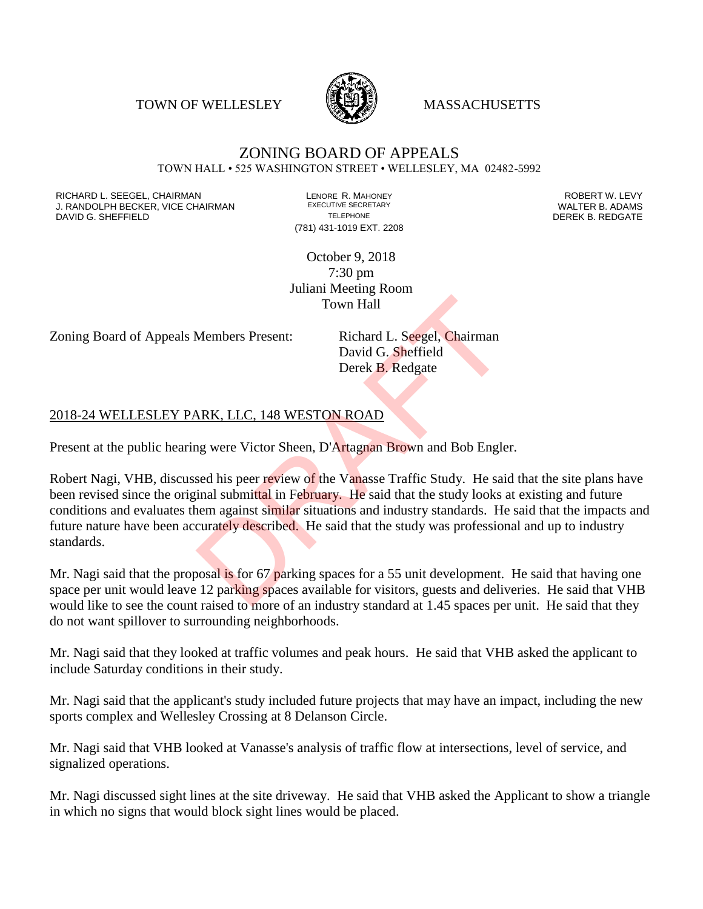TOWN OF WELLESLEY MASSACHUSETTS

# ZONING BOARD OF APPEALS

TOWN HALL • 525 WASHINGTON STREET • WELLESLEY, MA 02482-5992

RICHARD L. SEEGEL, CHAIRMAN
J. RANDOLPH BECKER, VICE CHAIRMAN
DAVID G. SHEFFIELD

LENORE R. MAHONEY
EXECUTIVE SECRETARY
TELEPHONE
(781) 431-1019 EXT. 2208

ROBERT W. LEVY
WALTER B. ADAMS
DEREK B. REDGATE

October 9, 2018
7:30 pm
Juliani Meeting Room
Town Hall

Zoning Board of Appeals Members Present: Richard L. Seegel, Chairman
David G. Sheffield
Derek B. Redgate

## 2018-24 WELLESLEY PARK, LLC, 148 WESTON ROAD

Present at the public hearing were Victor Sheen, D'Artagnan Brown and Bob Engler.

Robert Nagi, VHB, discussed his peer review of the Vanasse Traffic Study. He said that the site plans have been revised since the original submittal in February. He said that the study looks at existing and future conditions and evaluates them against similar situations and industry standards. He said that the impacts and future nature have been accurately described. He said that the study was professional and up to industry standards.

Mr. Nagi said that the proposal is for 67 parking spaces for a 55 unit development. He said that having one space per unit would leave 12 parking spaces available for visitors, guests and deliveries. He said that VHB would like to see the count raised to more of an industry standard at 1.45 spaces per unit. He said that they do not want spillover to surrounding neighborhoods.

Mr. Nagi said that they looked at traffic volumes and peak hours. He said that VHB asked the applicant to include Saturday conditions in their study.

Mr. Nagi said that the applicant's study included future projects that may have an impact, including the new sports complex and Wellesley Crossing at 8 Delanson Circle.

Mr. Nagi said that VHB looked at Vanasse's analysis of traffic flow at intersections, level of service, and signalized operations.

Mr. Nagi discussed sight lines at the site driveway. He said that VHB asked the Applicant to show a triangle in which no signs that would block sight lines would be placed.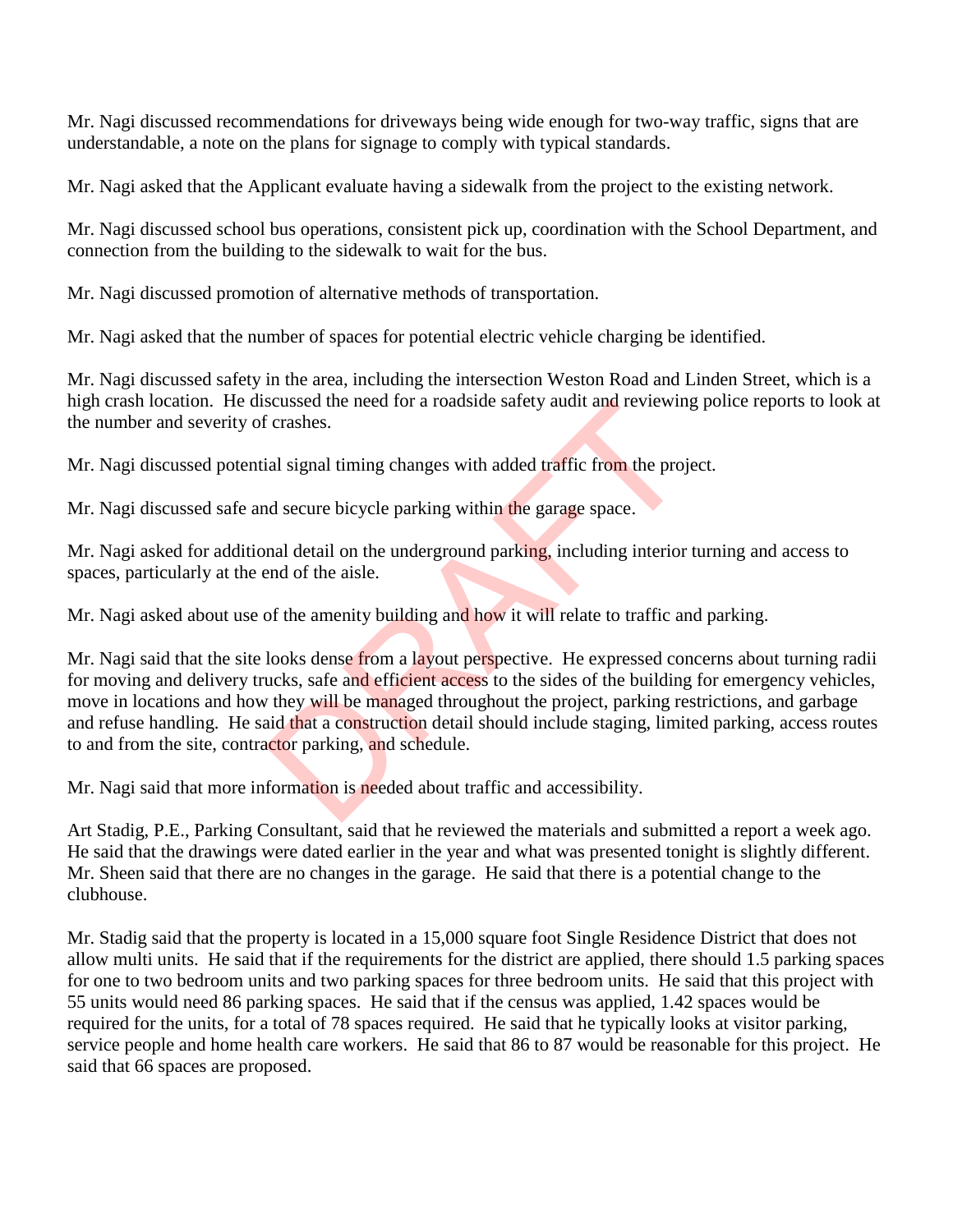Mr. Nagi discussed recommendations for driveways being wide enough for two-way traffic, signs that are understandable, a note on the plans for signage to comply with typical standards.

Mr. Nagi asked that the Applicant evaluate having a sidewalk from the project to the existing network.

Mr. Nagi discussed school bus operations, consistent pick up, coordination with the School Department, and connection from the building to the sidewalk to wait for the bus.

Mr. Nagi discussed promotion of alternative methods of transportation.

Mr. Nagi asked that the number of spaces for potential electric vehicle charging be identified.

Mr. Nagi discussed safety in the area, including the intersection Weston Road and Linden Street, which is a high crash location. He discussed the need for a roadside safety audit and reviewing police reports to look at the number and severity of crashes.

Mr. Nagi discussed potential signal timing changes with added traffic from the project.

Mr. Nagi discussed safe and secure bicycle parking within the garage space.

Mr. Nagi asked for additional detail on the underground parking, including interior turning and access to spaces, particularly at the end of the aisle.

Mr. Nagi asked about use of the amenity building and how it will relate to traffic and parking.

Mr. Nagi said that the site looks dense from a layout perspective. He expressed concerns about turning radii for moving and delivery trucks, safe and efficient access to the sides of the building for emergency vehicles, move in locations and how they will be managed throughout the project, parking restrictions, and garbage and refuse handling. He said that a construction detail should include staging, limited parking, access routes to and from the site, contractor parking, and schedule.

Mr. Nagi said that more information is needed about traffic and accessibility.

Art Stadig, P.E., Parking Consultant, said that he reviewed the materials and submitted a report a week ago. He said that the drawings were dated earlier in the year and what was presented tonight is slightly different. Mr. Sheen said that there are no changes in the garage. He said that there is a potential change to the clubhouse.

Mr. Stadig said that the property is located in a 15,000 square foot Single Residence District that does not allow multi units. He said that if the requirements for the district are applied, there should 1.5 parking spaces for one to two bedroom units and two parking spaces for three bedroom units. He said that this project with 55 units would need 86 parking spaces. He said that if the census was applied, 1.42 spaces would be required for the units, for a total of 78 spaces required. He said that he typically looks at visitor parking, service people and home health care workers. He said that 86 to 87 would be reasonable for this project. He said that 66 spaces are proposed.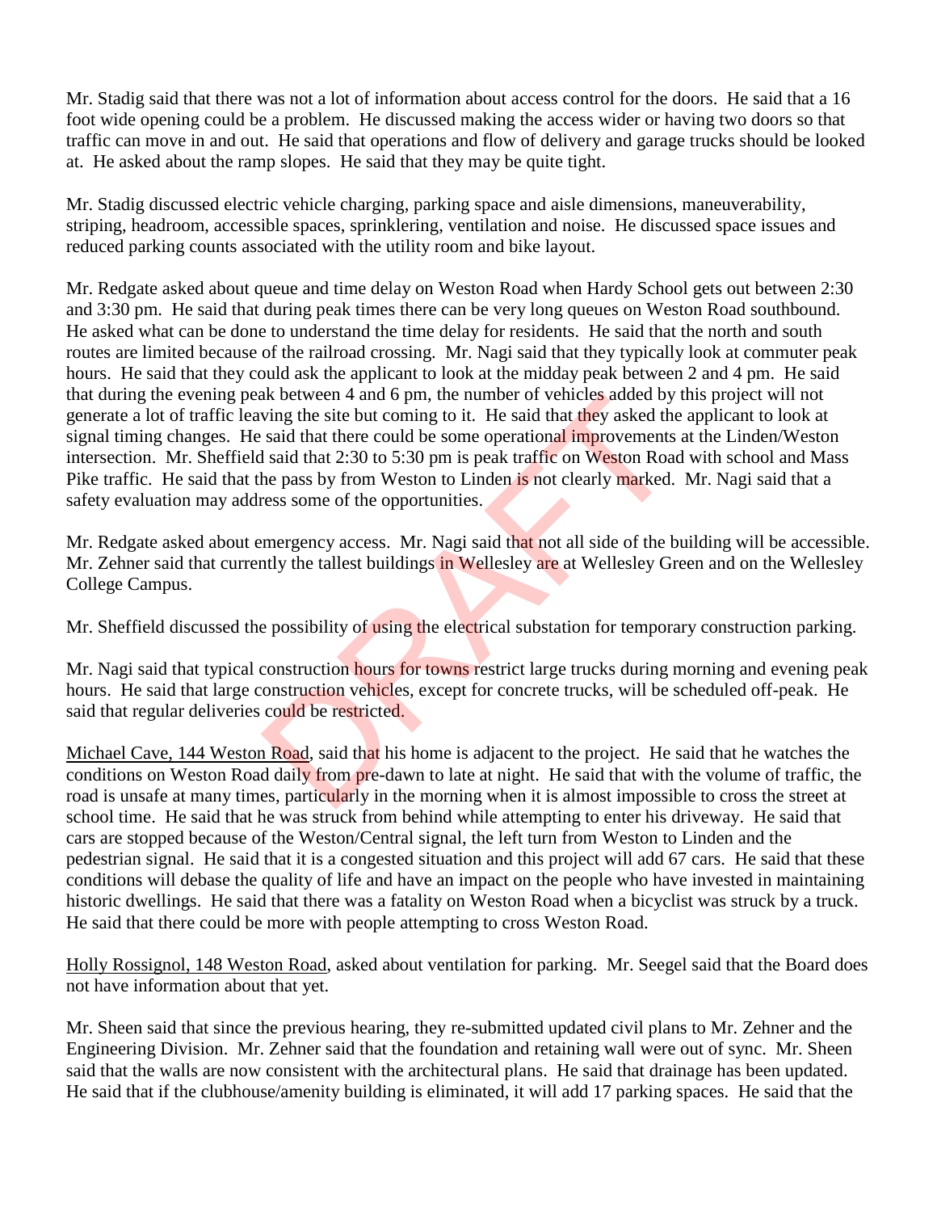Mr. Stadig said that there was not a lot of information about access control for the doors. He said that a 16 foot wide opening could be a problem. He discussed making the access wider or having two doors so that traffic can move in and out. He said that operations and flow of delivery and garage trucks should be looked at. He asked about the ramp slopes. He said that they may be quite tight.

Mr. Stadig discussed electric vehicle charging, parking space and aisle dimensions, maneuverability, striping, headroom, accessible spaces, sprinklering, ventilation and noise. He discussed space issues and reduced parking counts associated with the utility room and bike layout.

Mr. Redgate asked about queue and time delay on Weston Road when Hardy School gets out between 2:30 and 3:30 pm. He said that during peak times there can be very long queues on Weston Road southbound. He asked what can be done to understand the time delay for residents. He said that the north and south routes are limited because of the railroad crossing. Mr. Nagi said that they typically look at commuter peak hours. He said that they could ask the applicant to look at the midday peak between 2 and 4 pm. He said that during the evening peak between 4 and 6 pm, the number of vehicles added by this project will not generate a lot of traffic leaving the site but coming to it. He said that they asked the applicant to look at signal timing changes. He said that there could be some operational improvements at the Linden/Weston intersection. Mr. Sheffield said that 2:30 to 5:30 pm is peak traffic on Weston Road with school and Mass Pike traffic. He said that the pass by from Weston to Linden is not clearly marked. Mr. Nagi said that a safety evaluation may address some of the opportunities.

Mr. Redgate asked about emergency access. Mr. Nagi said that not all side of the building will be accessible. Mr. Zehner said that currently the tallest buildings in Wellesley are at Wellesley Green and on the Wellesley College Campus.

Mr. Sheffield discussed the possibility of using the electrical substation for temporary construction parking.

Mr. Nagi said that typical construction hours for towns restrict large trucks during morning and evening peak hours. He said that large construction vehicles, except for concrete trucks, will be scheduled off-peak. He said that regular deliveries could be restricted.

Michael Cave, 144 Weston Road, said that his home is adjacent to the project. He said that he watches the conditions on Weston Road daily from pre-dawn to late at night. He said that with the volume of traffic, the road is unsafe at many times, particularly in the morning when it is almost impossible to cross the street at school time. He said that he was struck from behind while attempting to enter his driveway. He said that cars are stopped because of the Weston/Central signal, the left turn from Weston to Linden and the pedestrian signal. He said that it is a congested situation and this project will add 67 cars. He said that these conditions will debase the quality of life and have an impact on the people who have invested in maintaining historic dwellings. He said that there was a fatality on Weston Road when a bicyclist was struck by a truck. He said that there could be more with people attempting to cross Weston Road.

Holly Rossignol, 148 Weston Road, asked about ventilation for parking. Mr. Seegel said that the Board does not have information about that yet.

Mr. Sheen said that since the previous hearing, they re-submitted updated civil plans to Mr. Zehner and the Engineering Division. Mr. Zehner said that the foundation and retaining wall were out of sync. Mr. Sheen said that the walls are now consistent with the architectural plans. He said that drainage has been updated. He said that if the clubhouse/amenity building is eliminated, it will add 17 parking spaces. He said that the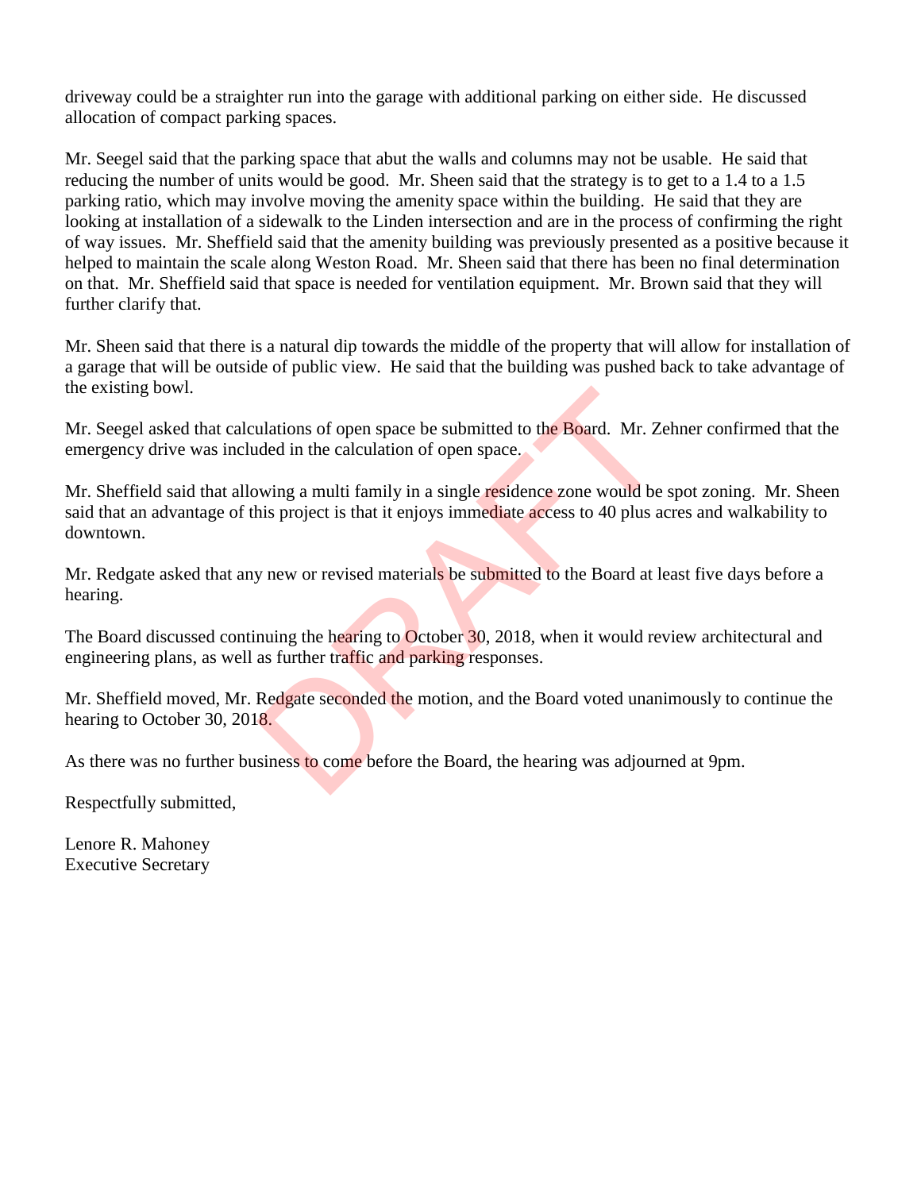driveway could be a straighter run into the garage with additional parking on either side. He discussed allocation of compact parking spaces.

Mr. Seegel said that the parking space that abut the walls and columns may not be usable. He said that reducing the number of units would be good. Mr. Sheen said that the strategy is to get to a 1.4 to a 1.5 parking ratio, which may involve moving the amenity space within the building. He said that they are looking at installation of a sidewalk to the Linden intersection and are in the process of confirming the right of way issues. Mr. Sheffield said that the amenity building was previously presented as a positive because it helped to maintain the scale along Weston Road. Mr. Sheen said that there has been no final determination on that. Mr. Sheffield said that space is needed for ventilation equipment. Mr. Brown said that they will further clarify that.

Mr. Sheen said that there is a natural dip towards the middle of the property that will allow for installation of a garage that will be outside of public view. He said that the building was pushed back to take advantage of the existing bowl.

Mr. Seegel asked that calculations of open space be submitted to the Board. Mr. Zehner confirmed that the emergency drive was included in the calculation of open space.

Mr. Sheffield said that allowing a multi family in a single residence zone would be spot zoning. Mr. Sheen said that an advantage of this project is that it enjoys immediate access to 40 plus acres and walkability to downtown.

Mr. Redgate asked that any new or revised materials be submitted to the Board at least five days before a hearing.

The Board discussed continuing the hearing to October 30, 2018, when it would review architectural and engineering plans, as well as further traffic and parking responses.

Mr. Sheffield moved, Mr. Redgate seconded the motion, and the Board voted unanimously to continue the hearing to October 30, 2018.

As there was no further business to come before the Board, the hearing was adjourned at 9pm.

Respectfully submitted,

Lenore R. Mahoney
Executive Secretary